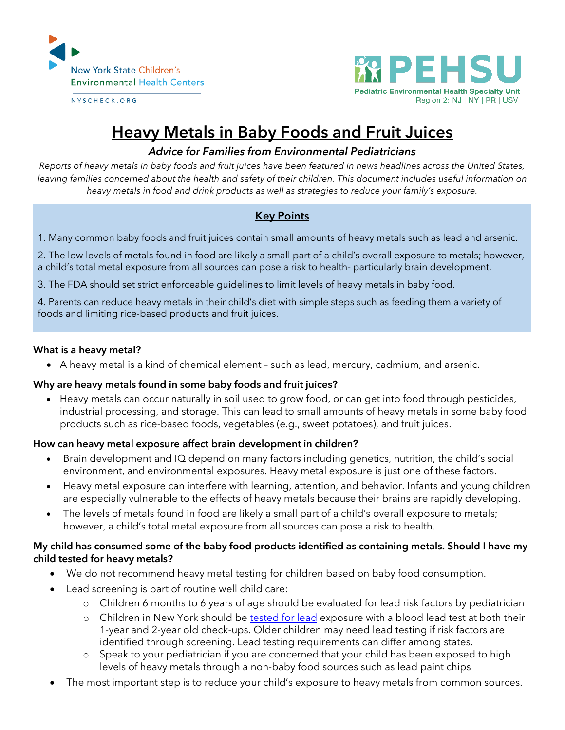New York State Children's Environmental Health Centers

NYSCHECK.ORG

PEHSU

Pediatric Environmental Health Specialty Unit
Region 2: NJ | NY | PR | USVI

# Heavy Metals in Baby Foods and Fruit Juices

### *Advice for Families from Environmental Pediatricians*

*Reports of heavy metals in baby foods and fruit juices have been featured in news headlines across the United States, leaving families concerned about the health and safety of their children. This document includes useful information on heavy metals in food and drink products as well as strategies to reduce your family's exposure.*

## Key Points

1. Many common baby foods and fruit juices contain small amounts of heavy metals such as lead and arsenic.

2. The low levels of metals found in food are likely a small part of a child's overall exposure to metals; however, a child's total metal exposure from all sources can pose a risk to health- particularly brain development.

3. The FDA should set strict enforceable guidelines to limit levels of heavy metals in baby food.

4. Parents can reduce heavy metals in their child's diet with simple steps such as feeding them a variety of foods and limiting rice-based products and fruit juices.

**What is a heavy metal?**

- A heavy metal is a kind of chemical element – such as lead, mercury, cadmium, and arsenic.

**Why are heavy metals found in some baby foods and fruit juices?**

- Heavy metals can occur naturally in soil used to grow food, or can get into food through pesticides, industrial processing, and storage. This can lead to small amounts of heavy metals in some baby food products such as rice-based foods, vegetables (e.g., sweet potatoes), and fruit juices.

**How can heavy metal exposure affect brain development in children?**

- Brain development and IQ depend on many factors including genetics, nutrition, the child's social environment, and environmental exposures. Heavy metal exposure is just one of these factors.
- Heavy metal exposure can interfere with learning, attention, and behavior. Infants and young children are especially vulnerable to the effects of heavy metals because their brains are rapidly developing.
- The levels of metals found in food are likely a small part of a child's overall exposure to metals; however, a child's total metal exposure from all sources can pose a risk to health.

**My child has consumed some of the baby food products identified as containing metals. Should I have my child tested for heavy metals?**

- We do not recommend heavy metal testing for children based on baby food consumption.
- Lead screening is part of routine well child care:
  - Children 6 months to 6 years of age should be evaluated for lead risk factors by pediatrician
  - Children in New York should be tested for lead exposure with a blood lead test at both their 1-year and 2-year old check-ups. Older children may need lead testing if risk factors are identified through screening. Lead testing requirements can differ among states.
  - Speak to your pediatrician if you are concerned that your child has been exposed to high levels of heavy metals through a non-baby food sources such as lead paint chips
- The most important step is to reduce your child's exposure to heavy metals from common sources.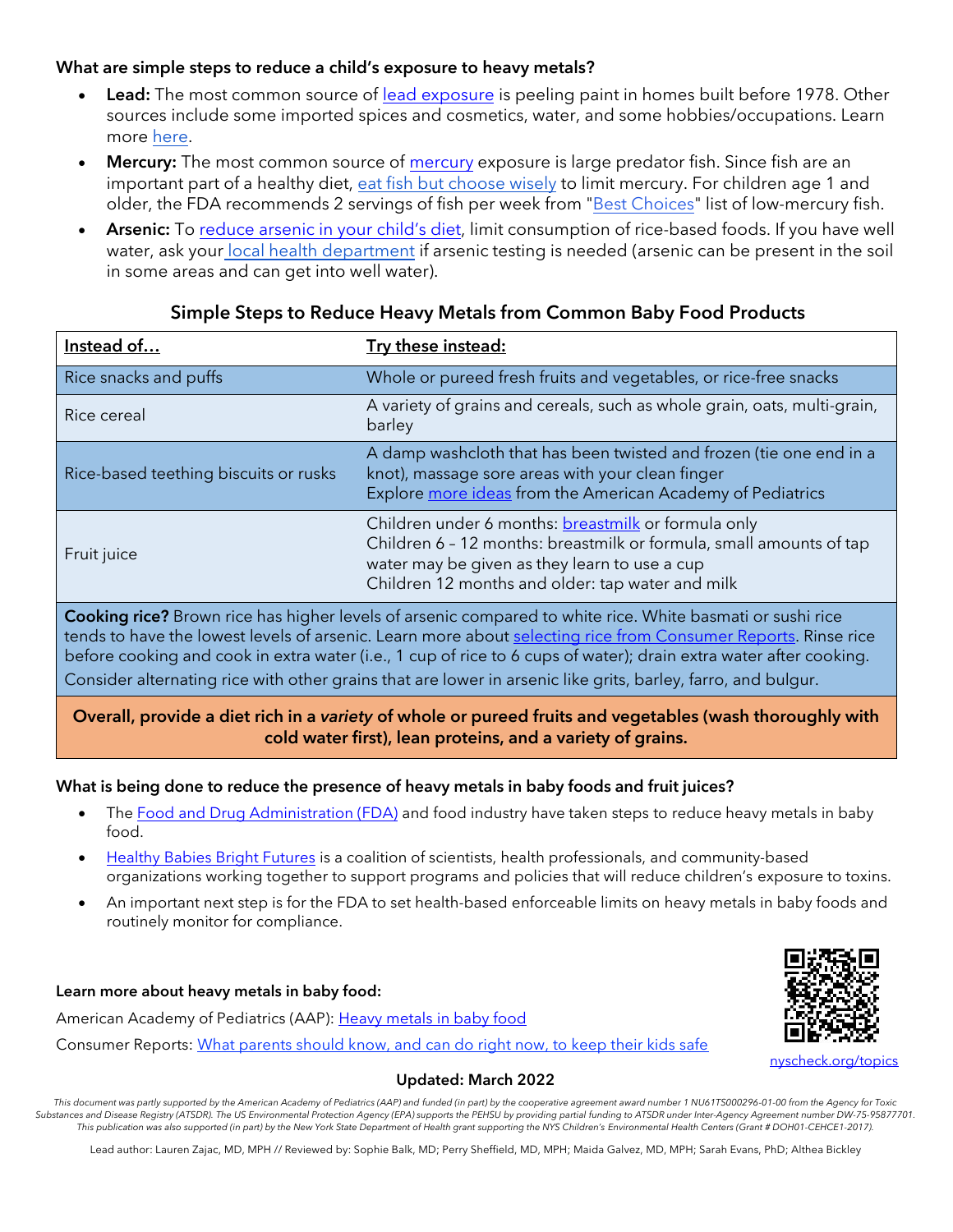**What are simple steps to reduce a child's exposure to heavy metals?**

- **Lead:** The most common source of lead exposure is peeling paint in homes built before 1978. Other sources include some imported spices and cosmetics, water, and some hobbies/occupations. Learn more here.
- **Mercury:** The most common source of mercury exposure is large predator fish. Since fish are an important part of a healthy diet, eat fish but choose wisely to limit mercury. For children age 1 and older, the FDA recommends 2 servings of fish per week from "Best Choices" list of low-mercury fish.
- **Arsenic:** To reduce arsenic in your child's diet, limit consumption of rice-based foods. If you have well water, ask your local health department if arsenic testing is needed (arsenic can be present in the soil in some areas and can get into well water).

## Simple Steps to Reduce Heavy Metals from Common Baby Food Products

| Instead of… | Try these instead: |
|---|---|
| Rice snacks and puffs | Whole or pureed fresh fruits and vegetables, or rice-free snacks |
| Rice cereal | A variety of grains and cereals, such as whole grain, oats, multi-grain, barley |
| Rice-based teething biscuits or rusks | A damp washcloth that has been twisted and frozen (tie one end in a knot), massage sore areas with your clean finger<br>Explore more ideas from the American Academy of Pediatrics |
| Fruit juice | Children under 6 months: breastmilk or formula only<br>Children 6 – 12 months: breastmilk or formula, small amounts of tap water may be given as they learn to use a cup<br>Children 12 months and older: tap water and milk |

**Cooking rice?** Brown rice has higher levels of arsenic compared to white rice. White basmati or sushi rice tends to have the lowest levels of arsenic. Learn more about selecting rice from Consumer Reports. Rinse rice before cooking and cook in extra water (i.e., 1 cup of rice to 6 cups of water); drain extra water after cooking. Consider alternating rice with other grains that are lower in arsenic like grits, barley, farro, and bulgur.

**Overall, provide a diet rich in a *variety* of whole or pureed fruits and vegetables (wash thoroughly with cold water first), lean proteins, and a variety of grains.**

**What is being done to reduce the presence of heavy metals in baby foods and fruit juices?**

- The Food and Drug Administration (FDA) and food industry have taken steps to reduce heavy metals in baby food.
- Healthy Babies Bright Futures is a coalition of scientists, health professionals, and community-based organizations working together to support programs and policies that will reduce children's exposure to toxins.
- An important next step is for the FDA to set health-based enforceable limits on heavy metals in baby foods and routinely monitor for compliance.

**Learn more about heavy metals in baby food:**

American Academy of Pediatrics (AAP): Heavy metals in baby food

Consumer Reports: What parents should know, and can do right now, to keep their kids safe

nyscheck.org/topics

**Updated: March 2022**

*This document was partly supported by the American Academy of Pediatrics (AAP) and funded (in part) by the cooperative agreement award number 1 NU61TS000296-01-00 from the Agency for Toxic Substances and Disease Registry (ATSDR). The US Environmental Protection Agency (EPA) supports the PEHSU by providing partial funding to ATSDR under Inter-Agency Agreement number DW-75-95877701. This publication was also supported (in part) by the New York State Department of Health grant supporting the NYS Children's Environmental Health Centers (Grant # DOH01-CEHCE1-2017).*

Lead author: Lauren Zajac, MD, MPH // Reviewed by: Sophie Balk, MD; Perry Sheffield, MD, MPH; Maida Galvez, MD, MPH; Sarah Evans, PhD; Althea Bickley